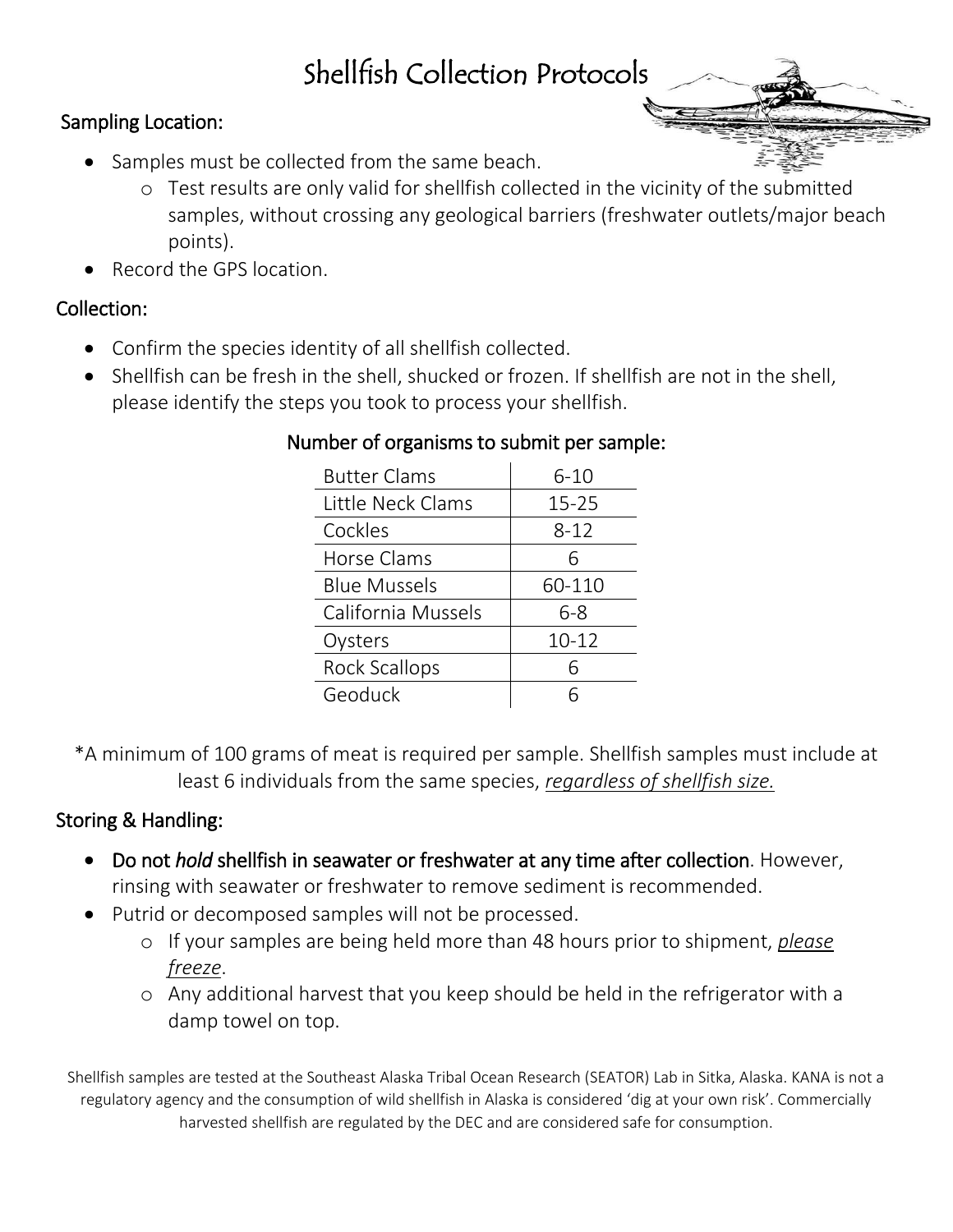# Shellfish Collection Protocols

## Sampling Location:

- Samples must be collected from the same beach.
  - Test results are only valid for shellfish collected in the vicinity of the submitted samples, without crossing any geological barriers (freshwater outlets/major beach points).
- Record the GPS location.

## Collection:

- Confirm the species identity of all shellfish collected.
- Shellfish can be fresh in the shell, shucked or frozen. If shellfish are not in the shell, please identify the steps you took to process your shellfish.

### Number of organisms to submit per sample:

| Species | Number |
|---|---|
| Butter Clams | 6-10 |
| Little Neck Clams | 15-25 |
| Cockles | 8-12 |
| Horse Clams | 6 |
| Blue Mussels | 60-110 |
| California Mussels | 6-8 |
| Oysters | 10-12 |
| Rock Scallops | 6 |
| Geoduck | 6 |

*A minimum of 100 grams of meat is required per sample. Shellfish samples must include at least 6 individuals from the same species, *regardless of shellfish size.*

## Storing & Handling:

- **Do not *hold* shellfish in seawater or freshwater at any time after collection**. However, rinsing with seawater or freshwater to remove sediment is recommended.
- Putrid or decomposed samples will not be processed.
  - If your samples are being held more than 48 hours prior to shipment, *please freeze*.
  - Any additional harvest that you keep should be held in the refrigerator with a damp towel on top.

Shellfish samples are tested at the Southeast Alaska Tribal Ocean Research (SEATOR) Lab in Sitka, Alaska. KANA is not a regulatory agency and the consumption of wild shellfish in Alaska is considered 'dig at your own risk'. Commercially harvested shellfish are regulated by the DEC and are considered safe for consumption.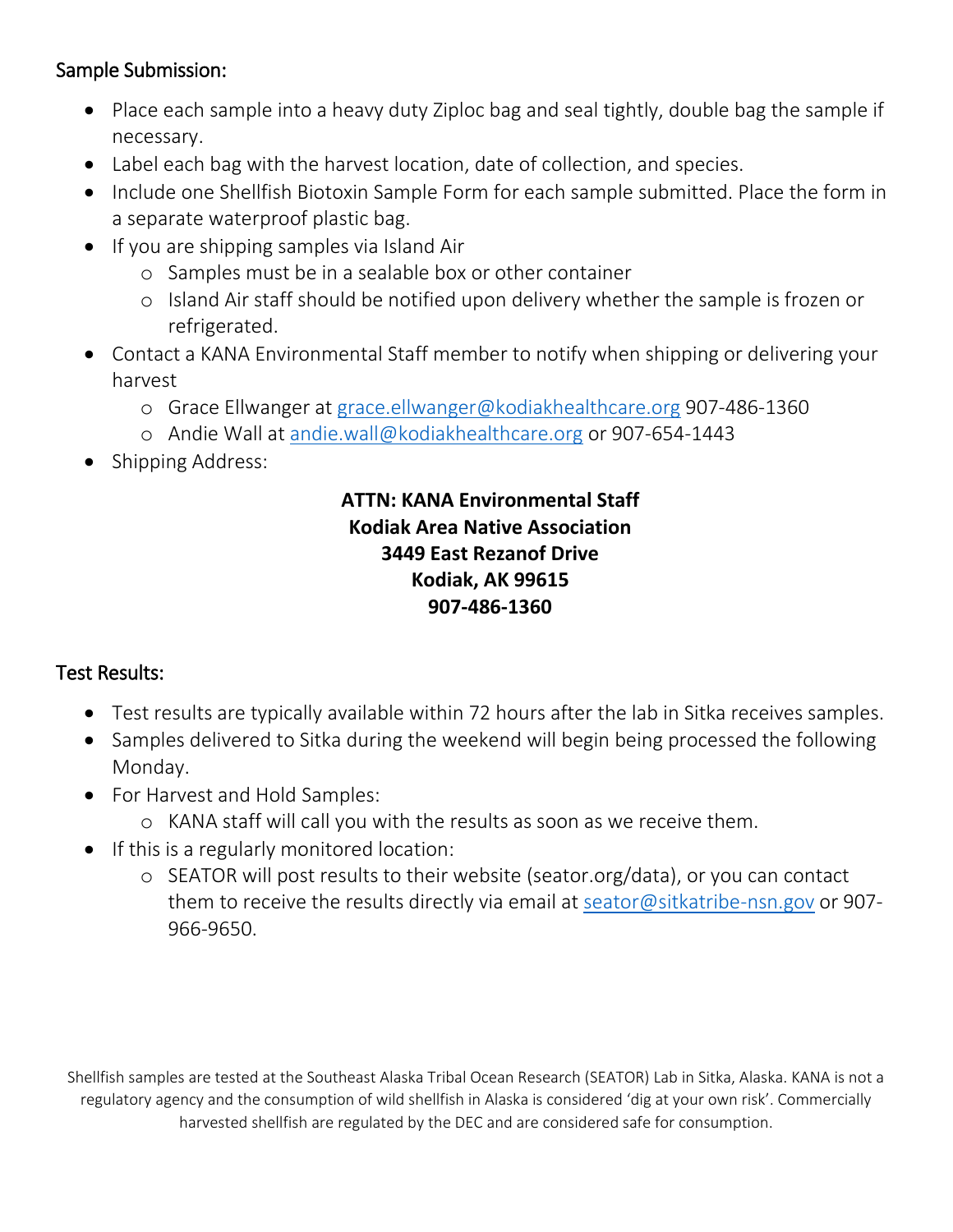## Sample Submission:

- Place each sample into a heavy duty Ziploc bag and seal tightly, double bag the sample if necessary.
- Label each bag with the harvest location, date of collection, and species.
- Include one Shellfish Biotoxin Sample Form for each sample submitted. Place the form in a separate waterproof plastic bag.
- If you are shipping samples via Island Air
  - Samples must be in a sealable box or other container
  - Island Air staff should be notified upon delivery whether the sample is frozen or refrigerated.
- Contact a KANA Environmental Staff member to notify when shipping or delivering your harvest
  - Grace Ellwanger at grace.ellwanger@kodiakhealthcare.org 907-486-1360
  - Andie Wall at andie.wall@kodiakhealthcare.org or 907-654-1443
- Shipping Address:

**ATTN: KANA Environmental Staff**
**Kodiak Area Native Association**
**3449 East Rezanof Drive**
**Kodiak, AK 99615**
**907-486-1360**

## Test Results:

- Test results are typically available within 72 hours after the lab in Sitka receives samples.
- Samples delivered to Sitka during the weekend will begin being processed the following Monday.
- For Harvest and Hold Samples:
  - KANA staff will call you with the results as soon as we receive them.
- If this is a regularly monitored location:
  - SEATOR will post results to their website (seator.org/data), or you can contact them to receive the results directly via email at seator@sitkatribe-nsn.gov or 907-966-9650.

Shellfish samples are tested at the Southeast Alaska Tribal Ocean Research (SEATOR) Lab in Sitka, Alaska. KANA is not a regulatory agency and the consumption of wild shellfish in Alaska is considered 'dig at your own risk'. Commercially harvested shellfish are regulated by the DEC and are considered safe for consumption.